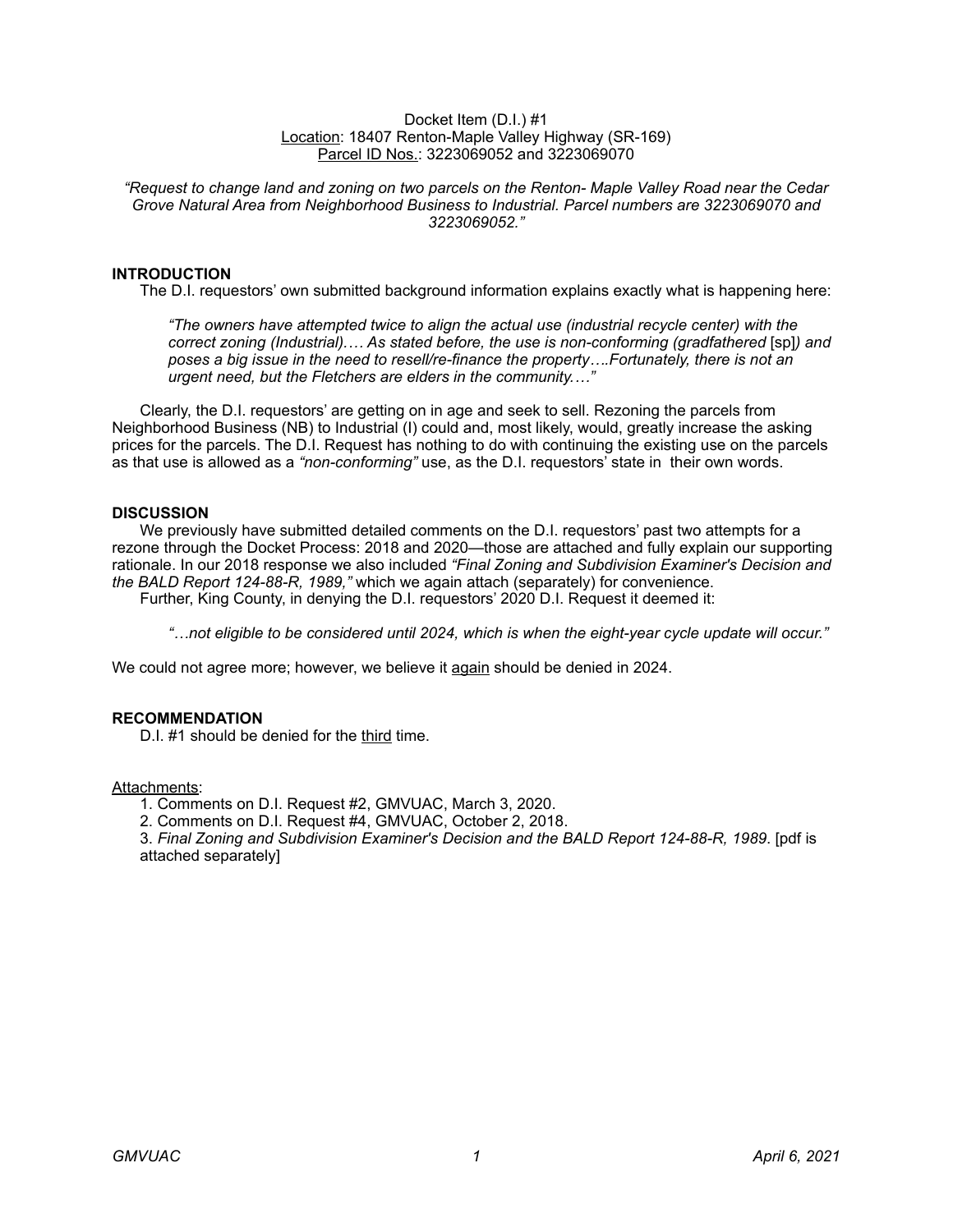Docket Item (D.I.) #1
Location: 18407 Renton-Maple Valley Highway (SR-169)
Parcel ID Nos.: 3223069052 and 3223069070

*"Request to change land and zoning on two parcels on the Renton- Maple Valley Road near the Cedar Grove Natural Area from Neighborhood Business to Industrial. Parcel numbers are 3223069070 and 3223069052."*

**INTRODUCTION**

The D.I. requestors' own submitted background information explains exactly what is happening here:

> *"The owners have attempted twice to align the actual use (industrial recycle center) with the correct zoning (Industrial)…. As stated before, the use is non-conforming (gradfathered* [sp]*) and poses a big issue in the need to resell/re-finance the property…..Fortunately, there is not an urgent need, but the Fletchers are elders in the community.…"*

Clearly, the D.I. requestors' are getting on in age and seek to sell. Rezoning the parcels from Neighborhood Business (NB) to Industrial (I) could and, most likely, would, greatly increase the asking prices for the parcels. The D.I. Request has nothing to do with continuing the existing use on the parcels as that use is allowed as a *"non-conforming"* use, as the D.I. requestors' state in their own words.

**DISCUSSION**

We previously have submitted detailed comments on the D.I. requestors' past two attempts for a rezone through the Docket Process: 2018 and 2020—those are attached and fully explain our supporting rationale. In our 2018 response we also included *"Final Zoning and Subdivision Examiner's Decision and the BALD Report 124-88-R, 1989,"* which we again attach (separately) for convenience.

Further, King County, in denying the D.I. requestors' 2020 D.I. Request it deemed it:

> *"…not eligible to be considered until 2024, which is when the eight-year cycle update will occur."*

We could not agree more; however, we believe it again should be denied in 2024.

**RECOMMENDATION**

D.I. #1 should be denied for the third time.

Attachments:

1. Comments on D.I. Request #2, GMVUAC, March 3, 2020.
2. Comments on D.I. Request #4, GMVUAC, October 2, 2018.
3. *Final Zoning and Subdivision Examiner's Decision and the BALD Report 124-88-R, 1989*. [pdf is attached separately]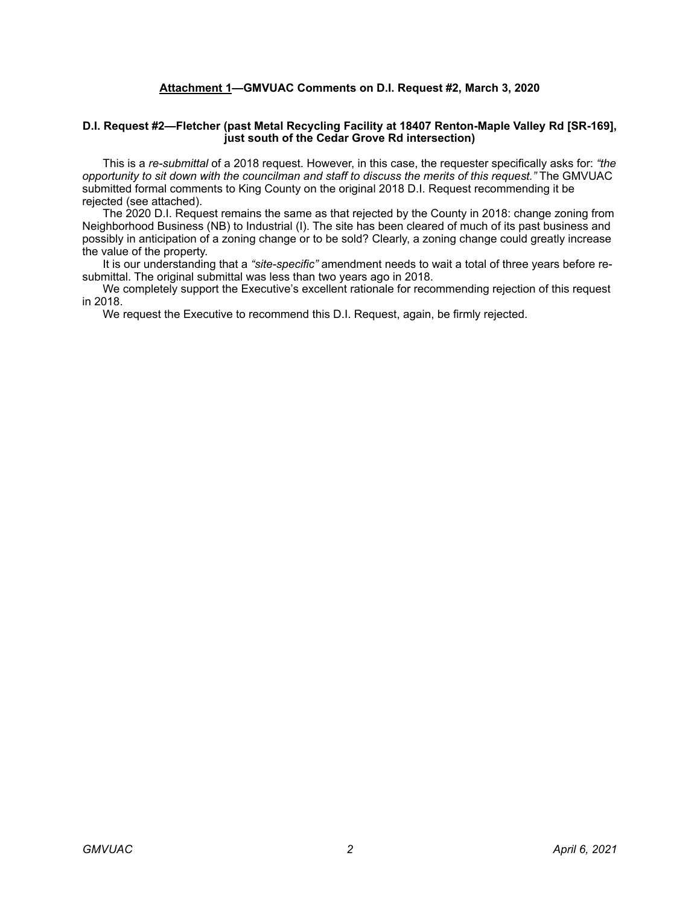## <u>Attachment 1</u>—GMVUAC Comments on D.I. Request #2, March 3, 2020

### D.I. Request #2—Fletcher (past Metal Recycling Facility at 18407 Renton-Maple Valley Rd [SR-169], just south of the Cedar Grove Rd intersection)

This is a *re-submittal* of a 2018 request. However, in this case, the requester specifically asks for: *"the opportunity to sit down with the councilman and staff to discuss the merits of this request."* The GMVUAC submitted formal comments to King County on the original 2018 D.I. Request recommending it be rejected (see attached).

The 2020 D.I. Request remains the same as that rejected by the County in 2018: change zoning from Neighborhood Business (NB) to Industrial (I). The site has been cleared of much of its past business and possibly in anticipation of a zoning change or to be sold? Clearly, a zoning change could greatly increase the value of the property.

It is our understanding that a *"site-specific"* amendment needs to wait a total of three years before re-submittal. The original submittal was less than two years ago in 2018.

We completely support the Executive's excellent rationale for recommending rejection of this request in 2018.

We request the Executive to recommend this D.I. Request, again, be firmly rejected.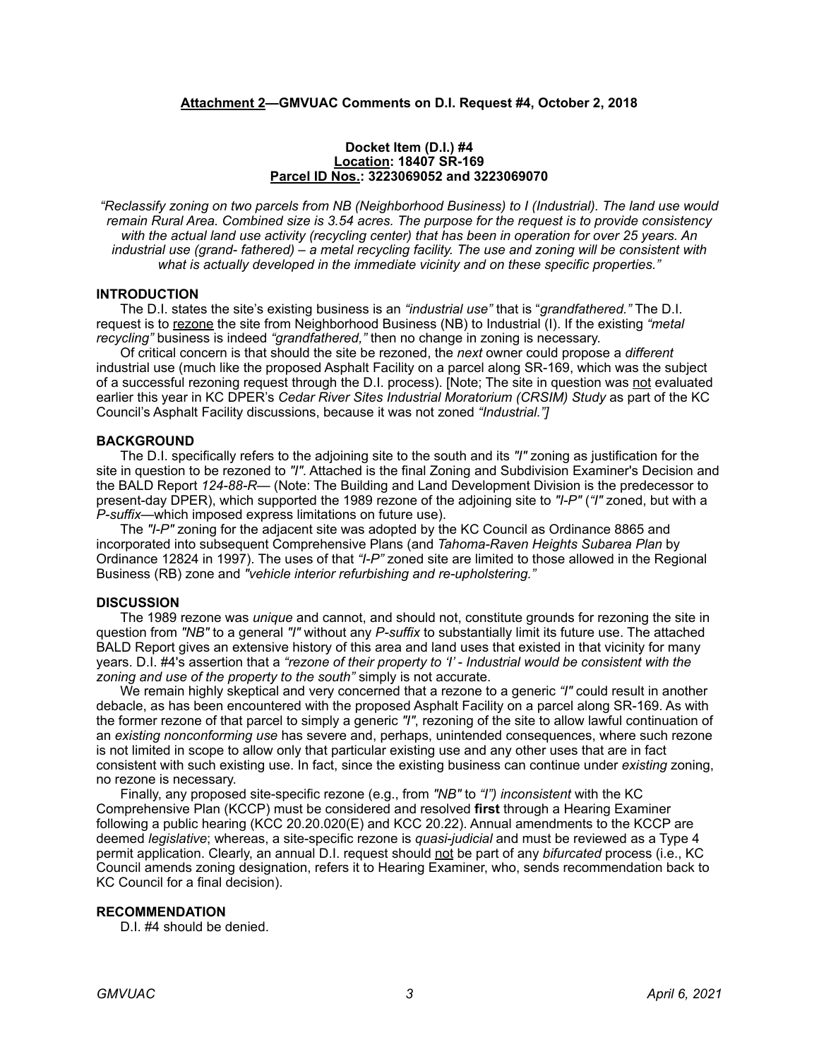## Attachment 2—GMVUAC Comments on D.I. Request #4, October 2, 2018

**Docket Item (D.I.) #4**
**Location: 18407 SR-169**
**Parcel ID Nos.: 3223069052 and 3223069070**

*"Reclassify zoning on two parcels from NB (Neighborhood Business) to I (Industrial). The land use would remain Rural Area. Combined size is 3.54 acres. The purpose for the request is to provide consistency with the actual land use activity (recycling center) that has been in operation for over 25 years. An industrial use (grand- fathered) – a metal recycling facility. The use and zoning will be consistent with what is actually developed in the immediate vicinity and on these specific properties."*

### INTRODUCTION

The D.I. states the site's existing business is an *"industrial use"* that is "*grandfathered."* The D.I. request is to rezone the site from Neighborhood Business (NB) to Industrial (I). If the existing *"metal recycling"* business is indeed *"grandfathered,"* then no change in zoning is necessary.

Of critical concern is that should the site be rezoned, the *next* owner could propose a *different* industrial use (much like the proposed Asphalt Facility on a parcel along SR-169, which was the subject of a successful rezoning request through the D.I. process). [Note; The site in question was not evaluated earlier this year in KC DPER's *Cedar River Sites Industrial Moratorium (CRSIM) Study* as part of the KC Council's Asphalt Facility discussions, because it was not zoned *"Industrial."]*

### BACKGROUND

The D.I. specifically refers to the adjoining site to the south and its *"I"* zoning as justification for the site in question to be rezoned to *"I"*. Attached is the final Zoning and Subdivision Examiner's Decision and the BALD Report *124-88-R*— (Note: The Building and Land Development Division is the predecessor to present-day DPER), which supported the 1989 rezone of the adjoining site to *"I-P"* (*"I"* zoned, but with a *P-suffix*—which imposed express limitations on future use).

The *"I-P"* zoning for the adjacent site was adopted by the KC Council as Ordinance 8865 and incorporated into subsequent Comprehensive Plans (and *Tahoma-Raven Heights Subarea Plan* by Ordinance 12824 in 1997). The uses of that *"I-P"* zoned site are limited to those allowed in the Regional Business (RB) zone and *"vehicle interior refurbishing and re-upholstering."*

### DISCUSSION

The 1989 rezone was *unique* and cannot, and should not, constitute grounds for rezoning the site in question from *"NB"* to a general *"I"* without any *P-suffix* to substantially limit its future use. The attached BALD Report gives an extensive history of this area and land uses that existed in that vicinity for many years. D.I. #4's assertion that a *"rezone of their property to 'I' - Industrial would be consistent with the zoning and use of the property to the south"* simply is not accurate.

We remain highly skeptical and very concerned that a rezone to a generic *"I"* could result in another debacle, as has been encountered with the proposed Asphalt Facility on a parcel along SR-169. As with the former rezone of that parcel to simply a generic *"I"*, rezoning of the site to allow lawful continuation of an *existing nonconforming use* has severe and, perhaps, unintended consequences, where such rezone is not limited in scope to allow only that particular existing use and any other uses that are in fact consistent with such existing use. In fact, since the existing business can continue under *existing* zoning, no rezone is necessary.

Finally, any proposed site-specific rezone (e.g., from *"NB"* to *"I") inconsistent* with the KC Comprehensive Plan (KCCP) must be considered and resolved **first** through a Hearing Examiner following a public hearing (KCC 20.20.020(E) and KCC 20.22). Annual amendments to the KCCP are deemed *legislative*; whereas, a site-specific rezone is *quasi-judicial* and must be reviewed as a Type 4 permit application. Clearly, an annual D.I. request should not be part of any *bifurcated* process (i.e., KC Council amends zoning designation, refers it to Hearing Examiner, who, sends recommendation back to KC Council for a final decision).

### RECOMMENDATION

D.I. #4 should be denied.